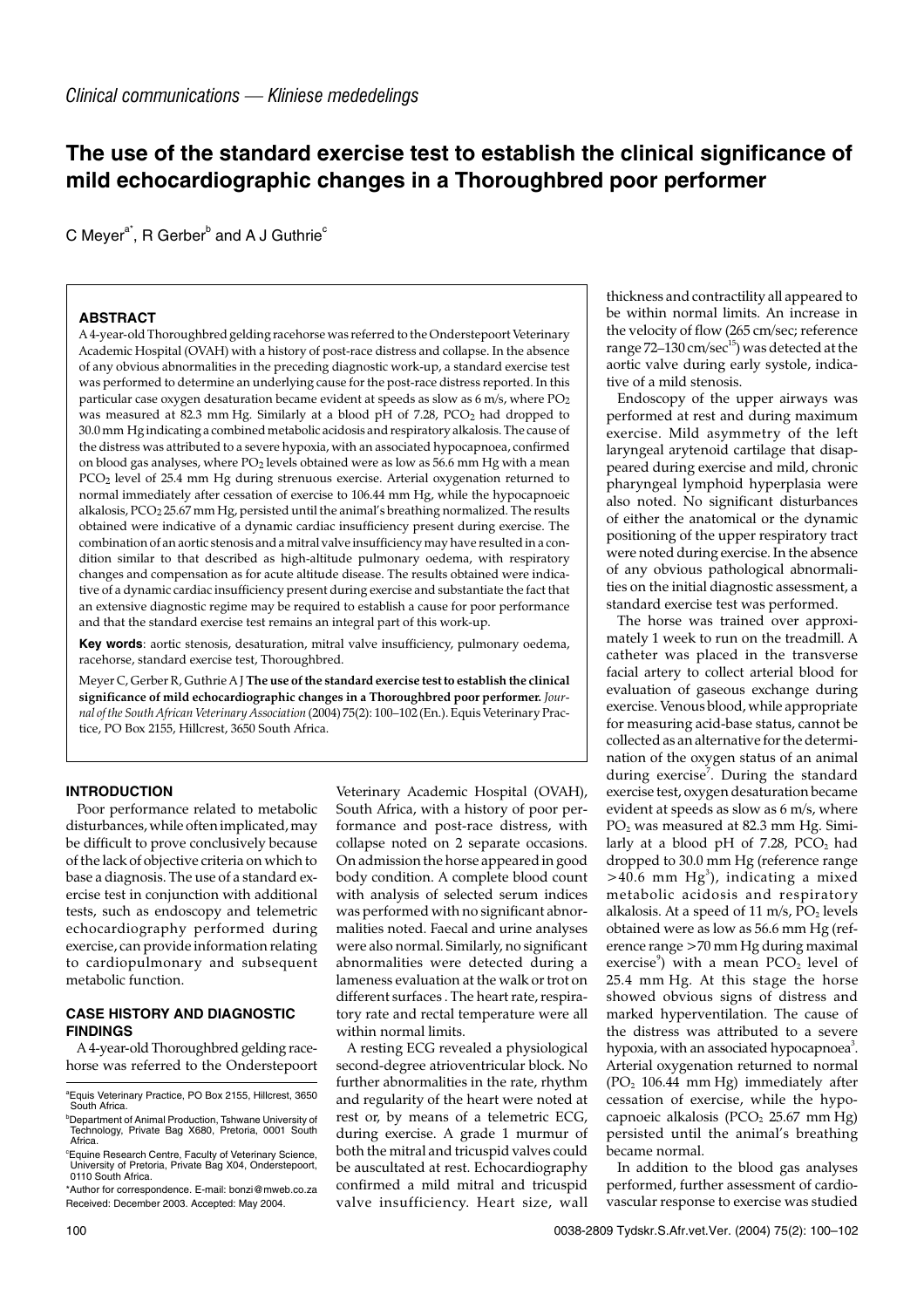*Clinical communications — Kliniese mededelings*

# The use of the standard exercise test to establish the clinical significance of mild echocardiographic changes in a Thoroughbred poor performer

C Meyer[a*], R Gerber[b] and A J Guthrie[c]

## ABSTRACT

A 4-year-old Thoroughbred gelding racehorse was referred to the Onderstepoort Veterinary Academic Hospital (OVAH) with a history of post-race distress and collapse. In the absence of any obvious abnormalities in the preceding diagnostic work-up, a standard exercise test was performed to determine an underlying cause for the post-race distress reported. In this particular case oxygen desaturation became evident at speeds as slow as 6 m/s, where $PO_2$ was measured at 82.3 mm Hg. Similarly at a blood pH of 7.28, $PCO_2$ had dropped to 30.0 mm Hg indicating a combined metabolic acidosis and respiratory alkalosis. The cause of the distress was attributed to a severe hypoxia, with an associated hypocapnoea, confirmed on blood gas analyses, where $PO_2$ levels obtained were as low as 56.6 mm Hg with a mean $PCO_2$ level of 25.4 mm Hg during strenuous exercise. Arterial oxygenation returned to normal immediately after cessation of exercise to 106.44 mm Hg, while the hypocapnoeic alkalosis, $PCO_2$ 25.67 mm Hg, persisted until the animal's breathing normalized. The results obtained were indicative of a dynamic cardiac insufficiency present during exercise. The combination of an aortic stenosis and a mitral valve insufficiency may have resulted in a condition similar to that described as high-altitude pulmonary oedema, with respiratory changes and compensation as for acute altitude disease. The results obtained were indicative of a dynamic cardiac insufficiency present during exercise and substantiate the fact that an extensive diagnostic regime may be required to establish a cause for poor performance and that the standard exercise test remains an integral part of this work-up.

**Key words**: aortic stenosis, desaturation, mitral valve insufficiency, pulmonary oedema, racehorse, standard exercise test, Thoroughbred.

Meyer C, Gerber R, Guthrie A J **The use of the standard exercise test to establish the clinical significance of mild echocardiographic changes in a Thoroughbred poor performer.** *Journal of the South African Veterinary Association* (2004) 75(2): 100–102 (En.). Equis Veterinary Practice, PO Box 2155, Hillcrest, 3650 South Africa.

## INTRODUCTION

Poor performance related to metabolic disturbances, while often implicated, may be difficult to prove conclusively because of the lack of objective criteria on which to base a diagnosis. The use of a standard exercise test in conjunction with additional tests, such as endoscopy and telemetric echocardiography performed during exercise, can provide information relating to cardiopulmonary and subsequent metabolic function.

## CASE HISTORY AND DIAGNOSTIC FINDINGS

A 4-year-old Thoroughbred gelding racehorse was referred to the Onderstepoort Veterinary Academic Hospital (OVAH), South Africa, with a history of poor performance and post-race distress, with collapse noted on 2 separate occasions. On admission the horse appeared in good body condition. A complete blood count with analysis of selected serum indices was performed with no significant abnormalities noted. Faecal and urine analyses were also normal. Similarly, no significant abnormalities were detected during a lameness evaluation at the walk or trot on different surfaces . The heart rate, respiratory rate and rectal temperature were all within normal limits.

A resting ECG revealed a physiological second-degree atrioventricular block. No further abnormalities in the rate, rhythm and regularity of the heart were noted at rest or, by means of a telemetric ECG, during exercise. A grade 1 murmur of both the mitral and tricuspid valves could be auscultated at rest. Echocardiography confirmed a mild mitral and tricuspid valve insufficiency. Heart size, wall thickness and contractility all appeared to be within normal limits. An increase in the velocity of flow (265 cm/sec; reference range 72–130 cm/sec[15]) was detected at the aortic valve during early systole, indicative of a mild stenosis.

Endoscopy of the upper airways was performed at rest and during maximum exercise. Mild asymmetry of the left laryngeal arytenoid cartilage that disappeared during exercise and mild, chronic pharyngeal lymphoid hyperplasia were also noted. No significant disturbances of either the anatomical or the dynamic positioning of the upper respiratory tract were noted during exercise. In the absence of any obvious pathological abnormalities on the initial diagnostic assessment, a standard exercise test was performed.

The horse was trained over approximately 1 week to run on the treadmill. A catheter was placed in the transverse facial artery to collect arterial blood for evaluation of gaseous exchange during exercise. Venous blood, while appropriate for measuring acid-base status, cannot be collected as an alternative for the determination of the oxygen status of an animal during exercise[7]. During the standard exercise test, oxygen desaturation became evident at speeds as slow as 6 m/s, where $PO_2$ was measured at 82.3 mm Hg. Similarly at a blood pH of 7.28, $PCO_2$ had dropped to 30.0 mm Hg (reference range >40.6 mm Hg[3]), indicating a mixed metabolic acidosis and respiratory alkalosis. At a speed of 11 m/s, $PO_2$ levels obtained were as low as 56.6 mm Hg (reference range >70 mm Hg during maximal exercise[9]) with a mean $PCO_2$ level of 25.4 mm Hg. At this stage the horse showed obvious signs of distress and marked hyperventilation. The cause of the distress was attributed to a severe hypoxia, with an associated hypocapnoea[3]. Arterial oxygenation returned to normal ($PO_2$ 106.44 mm Hg) immediately after cessation of exercise, while the hypocapnoeic alkalosis ($PCO_2$ 25.67 mm Hg) persisted until the animal's breathing became normal.

In addition to the blood gas analyses performed, further assessment of cardiovascular response to exercise was studied

---

[a] Equis Veterinary Practice, PO Box 2155, Hillcrest, 3650 South Africa.

[b] Department of Animal Production, Tshwane University of Technology, Private Bag X680, Pretoria, 0001 South Africa.

[c] Equine Research Centre, Faculty of Veterinary Science, University of Pretoria, Private Bag X04, Onderstepoort, 0110 South Africa.

*Author for correspondence. E-mail: bonzi@mweb.co.za

Received: December 2003. Accepted: May 2004.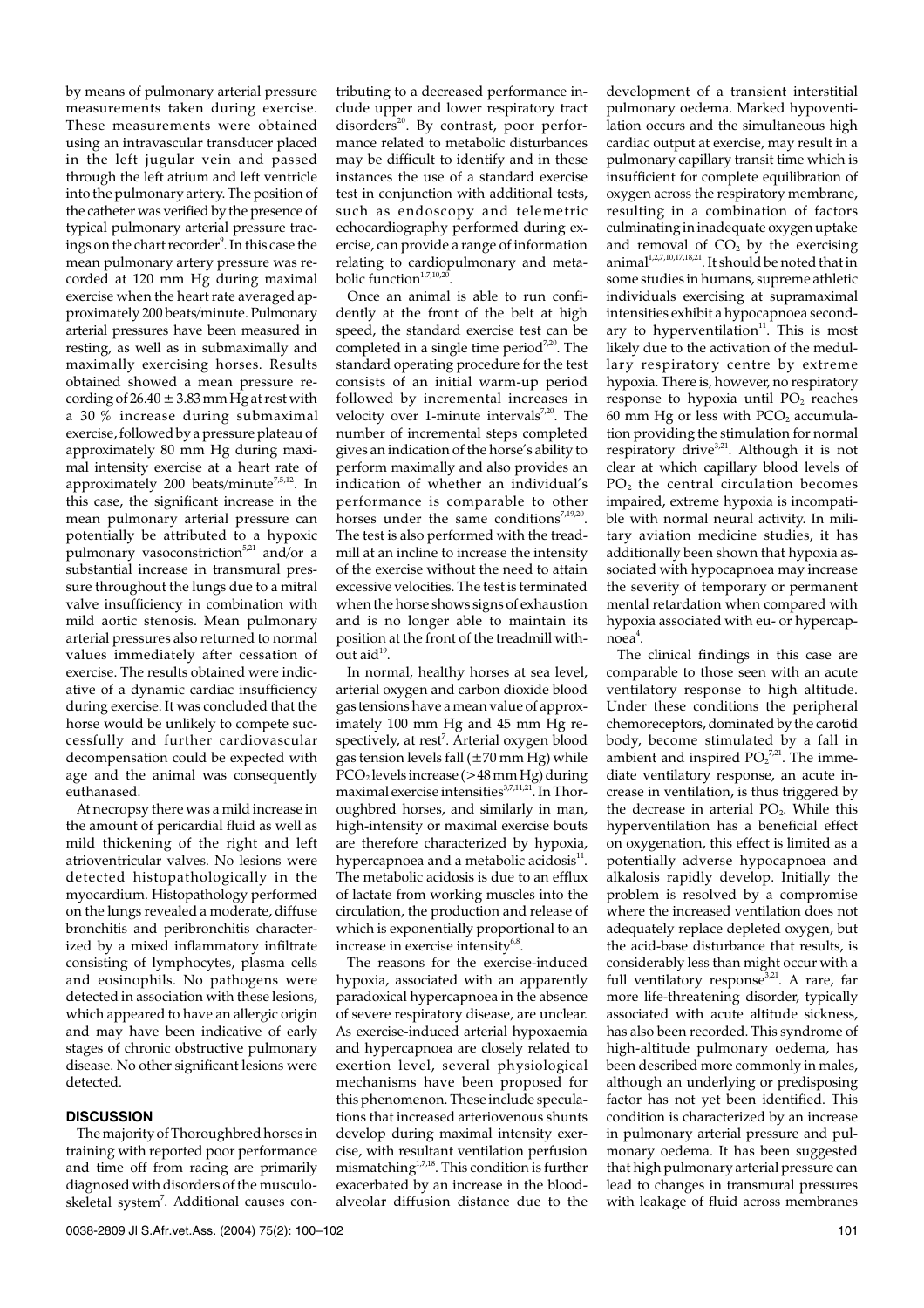by means of pulmonary arterial pressure measurements taken during exercise. These measurements were obtained using an intravascular transducer placed in the left jugular vein and passed through the left atrium and left ventricle into the pulmonary artery. The position of the catheter was verified by the presence of typical pulmonary arterial pressure tracings on the chart recorder[9]. In this case the mean pulmonary artery pressure was recorded at 120 mm Hg during maximal exercise when the heart rate averaged approximately 200 beats/minute. Pulmonary arterial pressures have been measured in resting, as well as in submaximally and maximally exercising horses. Results obtained showed a mean pressure recording of $26.40 \pm 3.83$ mm Hg at rest with a 30 % increase during submaximal exercise, followed by a pressure plateau of approximately 80 mm Hg during maximal intensity exercise at a heart rate of approximately 200 beats/minute[7,5,12]. In this case, the significant increase in the mean pulmonary arterial pressure can potentially be attributed to a hypoxic pulmonary vasoconstriction[5,21] and/or a substantial increase in transmural pressure throughout the lungs due to a mitral valve insufficiency in combination with mild aortic stenosis. Mean pulmonary arterial pressures also returned to normal values immediately after cessation of exercise. The results obtained were indicative of a dynamic cardiac insufficiency during exercise. It was concluded that the horse would be unlikely to compete successfully and further cardiovascular decompensation could be expected with age and the animal was consequently euthanased.

At necropsy there was a mild increase in the amount of pericardial fluid as well as mild thickening of the right and left atrioventricular valves. No lesions were detected histopathologically in the myocardium. Histopathology performed on the lungs revealed a moderate, diffuse bronchitis and peribronchitis characterized by a mixed inflammatory infiltrate consisting of lymphocytes, plasma cells and eosinophils. No pathogens were detected in association with these lesions, which appeared to have an allergic origin and may have been indicative of early stages of chronic obstructive pulmonary disease. No other significant lesions were detected.

## DISCUSSION

The majority of Thoroughbred horses in training with reported poor performance and time off from racing are primarily diagnosed with disorders of the musculoskeletal system[7]. Additional causes contributing to a decreased performance include upper and lower respiratory tract disorders[20]. By contrast, poor performance related to metabolic disturbances may be difficult to identify and in these instances the use of a standard exercise test in conjunction with additional tests, such as endoscopy and telemetric echocardiography performed during exercise, can provide a range of information relating to cardiopulmonary and metabolic function[1,7,10,20].

Once an animal is able to run confidently at the front of the belt at high speed, the standard exercise test can be completed in a single time period[7,20]. The standard operating procedure for the test consists of an initial warm-up period followed by incremental increases in velocity over 1-minute intervals[7,20]. The number of incremental steps completed gives an indication of the horse's ability to perform maximally and also provides an indication of whether an individual's performance is comparable to other horses under the same conditions[7,19,20]. The test is also performed with the treadmill at an incline to increase the intensity of the exercise without the need to attain excessive velocities. The test is terminated when the horse shows signs of exhaustion and is no longer able to maintain its position at the front of the treadmill without aid[19].

In normal, healthy horses at sea level, arterial oxygen and carbon dioxide blood gas tensions have a mean value of approximately 100 mm Hg and 45 mm Hg respectively, at rest[7]. Arterial oxygen blood gas tension levels fall ($\pm$70 mm Hg) while $PCO_2$ levels increase (>48 mm Hg) during maximal exercise intensities[3,7,11,21]. In Thoroughbred horses, and similarly in man, high-intensity or maximal exercise bouts are therefore characterized by hypoxia, hypercapnoea and a metabolic acidosis[11]. The metabolic acidosis is due to an efflux of lactate from working muscles into the circulation, the production and release of which is exponentially proportional to an increase in exercise intensity[6,8].

The reasons for the exercise-induced hypoxia, associated with an apparently paradoxical hypercapnoea in the absence of severe respiratory disease, are unclear. As exercise-induced arterial hypoxaemia and hypercapnoea are closely related to exertion level, several physiological mechanisms have been proposed for this phenomenon. These include speculations that increased arteriovenous shunts develop during maximal intensity exercise, with resultant ventilation perfusion mismatching[1,7,18]. This condition is further exacerbated by an increase in the blood-alveolar diffusion distance due to the development of a transient interstitial pulmonary oedema. Marked hypoventilation occurs and the simultaneous high cardiac output at exercise, may result in a pulmonary capillary transit time which is insufficient for complete equilibration of oxygen across the respiratory membrane, resulting in a combination of factors culminating in inadequate oxygen uptake and removal of $CO_2$ by the exercising animal[1,2,7,10,17,18,21]. It should be noted that in some studies in humans, supreme athletic individuals exercising at supramaximal intensities exhibit a hypocapnoea secondary to hyperventilation[11]. This is most likely due to the activation of the medullary respiratory centre by extreme hypoxia. There is, however, no respiratory response to hypoxia until $PO_2$ reaches 60 mm Hg or less with $PCO_2$ accumulation providing the stimulation for normal respiratory drive[3,21]. Although it is not clear at which capillary blood levels of $PO_2$ the central circulation becomes impaired, extreme hypoxia is incompatible with normal neural activity. In military aviation medicine studies, it has additionally been shown that hypoxia associated with hypocapnoea may increase the severity of temporary or permanent mental retardation when compared with hypoxia associated with eu- or hypercapnoea[4].

The clinical findings in this case are comparable to those seen with an acute ventilatory response to high altitude. Under these conditions the peripheral chemoreceptors, dominated by the carotid body, become stimulated by a fall in ambient and inspired $PO_2$[7,21]. The immediate ventilatory response, an acute increase in ventilation, is thus triggered by the decrease in arterial $PO_2$. While this hyperventilation has a beneficial effect on oxygenation, this effect is limited as a potentially adverse hypocapnoea and alkalosis rapidly develop. Initially the problem is resolved by a compromise where the increased ventilation does not adequately replace depleted oxygen, but the acid-base disturbance that results, is considerably less than might occur with a full ventilatory response[3,21]. A rare, far more life-threatening disorder, typically associated with acute altitude sickness, has also been recorded. This syndrome of high-altitude pulmonary oedema, has been described more commonly in males, although an underlying or predisposing factor has not yet been identified. This condition is characterized by an increase in pulmonary arterial pressure and pulmonary oedema. It has been suggested that high pulmonary arterial pressure can lead to changes in transmural pressures with leakage of fluid across membranes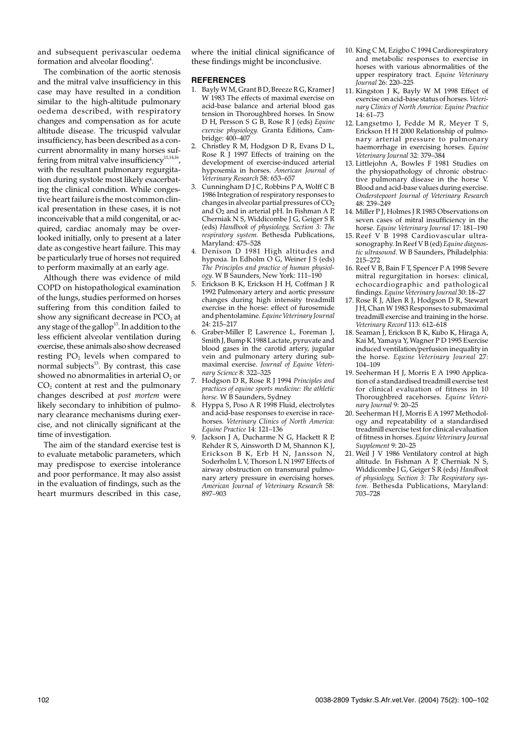and subsequent perivascular oedema formation and alveolar flooding[4].

The combination of the aortic stenosis and the mitral valve insufficiency in this case may have resulted in a condition similar to the high-altitude pulmonary oedema described, with respiratory changes and compensation as for acute altitude disease. The tricuspid valvular insufficiency, has been described as a concurrent abnormality in many horses suffering from mitral valve insufficiency[11,14,16], with the resultant pulmonary regurgitation during systole most likely exacerbating the clinical condition. While congestive heart failure is the most common clinical presentation in these cases, it is not inconceivable that a mild congenital, or acquired, cardiac anomaly may be overlooked initially, only to present at a later date as congestive heart failure. This may be particularly true of horses not required to perform maximally at an early age.

Although there was evidence of mild COPD on histopathological examination of the lungs, studies performed on horses suffering from this condition failed to show any significant decrease in $PCO_2$ at any stage of the gallop[13]. In addition to the less efficient alveolar ventilation during exercise, these animals also show decreased resting $PO_2$ levels when compared to normal subjects[13]. By contrast, this case showed no abnormalities in arterial $O_2$ or $CO_2$ content at rest and the pulmonary changes described at *post mortem* were likely secondary to inhibition of pulmonary clearance mechanisms during exercise, and not clinically significant at the time of investigation.

The aim of the standard exercise test is to evaluate metabolic parameters, which may predispose to exercise intolerance and poor performance. It may also assist in the evaluation of findings, such as the heart murmurs described in this case, where the initial clinical significance of these findings might be inconclusive.

## REFERENCES

1. Bayly W M, Grant B D, Breeze R G, Kramer J W 1983 The effects of maximal exercise on acid-base balance and arterial blood gas tension in Thoroughbred horses. In Snow D H, Persson S G B, Rose R J (eds) *Equine exercise physiology*. Granta Editions, Cambridge: 400–407
2. Christley R M, Hodgson D R, Evans D L, Rose R J 1997 Effects of training on the development of exercise-induced arterial hypoxemia in horses. *American Journal of Veterinary Research* 58: 653–657
3. Cunningham D J C, Robbins P A, Wolff C B 1986 Integration of respiratory responses to changes in alveolar partial pressures of $CO_2$ and $O_2$ and in arterial pH. In Fishman A P, Cherniak N S, Widdicombe J G, Geiger S R (eds) *Handbook of physiology, Section 3: The respiratory system*. Bethesda Publications, Maryland: 475–528
4. Denison D 1981 High altitudes and hypoxia. In Edholm O G, Weiner J S (eds) *The Principles and practice of human physiology*. W B Saunders, New York: 111–190
5. Erickson B K, Erickson H H, Coffman J R 1992 Pulmonary artery and aortic pressure changes during high intensity treadmill exercise in the horse: effect of furosemide and phentolamine. *Equine Veterinary Journal* 24: 215–217
6. Graber-Miller P, Lawrence L, Foreman J, Smith J, Bump K 1988 Lactate, pyruvate and blood gases in the carotid artery, jugular vein and pulmonary artery during submaximal exercise. *Journal of Equine Veterinary Science* 8: 322–325
7. Hodgson D R, Rose R J 1994 *Principles and practices of equine sports medicine: the athletic horse*. W B Saunders, Sydney
8. Hyppa S, Poso A R 1998 Fluid, electrolytes and acid-base responses to exercise in racehorses. *Veterinary Clinics of North America: Equine Practice* 14: 121–136
9. Jackson J A, Ducharme N G, Hackett R P, Rehder R S, Ainsworth D M, Shannon K J, Erickson B K, Erb H N, Jansson N, Soderholm L V, Thorson L N 1997 Effects of airway obstruction on transmural pulmonary artery pressure in exercising horses. *American Journal of Veterinary Research* 58: 897–903
10. King C M, Ezigbo C 1994 Cardiorespiratory and metabolic responses to exercise in horses with various abnormalities of the upper respiratory tract. *Equine Veterinary Journal* 26: 220–225
11. Kingston J K, Bayly W M 1998 Effect of exercise on acid-base status of horses. *Veterinary Clinics of North America: Equine Practice* 14: 61–73
12. Langsetmo I, Fedde M R, Meyer T S, Erickson H H 2000 Relationship of pulmonary arterial pressure to pulmonary haemorrhage in exercising horses. *Equine Veterinary Journal* 32: 379–384
13. Littlejohn A, Bowles F 1981 Studies on the physiopathology of chronic obstructive pulmonary disease in the horse V. Blood and acid-base values during exercise. *Onderstepoort Journal of Veterinary Research* 48: 239–249
14. Miller P J, Holmes J R 1985 Observations on seven cases of mitral insufficiency in the horse. *Equine Veterinary Journal* 17: 181–190
15. Reef V B 1998 Cardiovascular ultrasonography. In Reef V B (ed) *Equine diagnostic ultrasound*. W B Saunders, Philadelphia: 215–272
16. Reef V B, Bain F T, Spencer P A 1998 Severe mitral regurgitation in horses: clinical, echocardiographic and pathological findings. *Equine Veterinary Journal* 30: 18–27
17. Rose R J, Allen R J, Hodgson D R, Stewart J H, Chan W 1983 Responses to submaximal treadmill exercise and training in the horse. *Veterinary Record* 113: 612–618
18. Seaman J, Erickson B K, Kubo K, Hiraga A, Kai M, Yamaya Y, Wagner P D 1995 Exercise induced ventilation/perfusion inequality in the horse. *Equine Veterinary Journal* 27: 104–109
19. Seeherman H J, Morris E A 1990 Application of a standardised treadmill exercise test for clinical evaluation of fitness in 10 Thoroughbred racehorses. *Equine Veterinary Journal* 9: 20–25
20. Seeherman H J, Morris E A 1997 Methodology and repeatability of a standardised treadmill exercise test for clinical evaluation of fitness in horses. *Equine Veterinary Journal Supplement* 9: 20–25
21. Weil J V 1986 Ventilatory control at high altitude. In Fishman A P, Cherniak N S, Widdicombe J G, Geiger S R (eds) *Handbook of physiology, Section 3: The Respiratory system*. Bethesda Publications, Maryland: 703–728